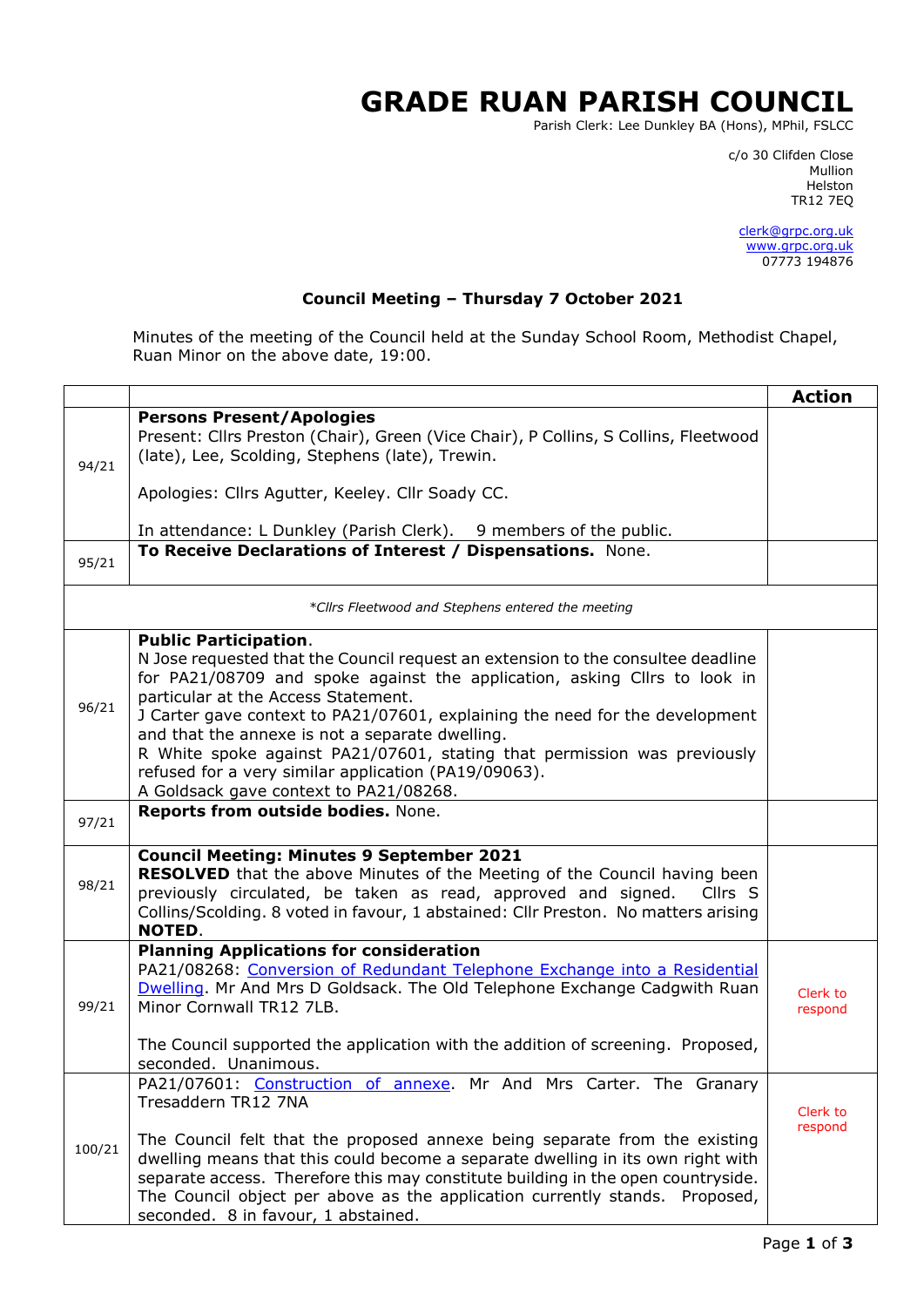# GRADE RUAN PARISH COUNCIL

Parish Clerk: Lee Dunkley BA (Hons), MPhil, FSLCC

c/o 30 Clifden Close
Mullion
Helston
TR12 7EQ

clerk@grpc.org.uk
www.grpc.org.uk
07773 194876

**Council Meeting – Thursday 7 October 2021**

Minutes of the meeting of the Council held at the Sunday School Room, Methodist Chapel, Ruan Minor on the above date, 19:00.

| | | **Action** |
|---|---|---|
| 94/21 | **Persons Present/Apologies**<br>Present: Cllrs Preston (Chair), Green (Vice Chair), P Collins, S Collins, Fleetwood (late), Lee, Scolding, Stephens (late), Trewin.<br><br>Apologies: Cllrs Agutter, Keeley. Cllr Soady CC.<br><br>In attendance: L Dunkley (Parish Clerk). 9 members of the public. | |
| 95/21 | **To Receive Declarations of Interest / Dispensations.** None. | |
| | *\*Cllrs Fleetwood and Stephens entered the meeting* | |
| 96/21 | **Public Participation**.<br>N Jose requested that the Council request an extension to the consultee deadline for PA21/08709 and spoke against the application, asking Cllrs to look in particular at the Access Statement.<br>J Carter gave context to PA21/07601, explaining the need for the development and that the annexe is not a separate dwelling.<br>R White spoke against PA21/07601, stating that permission was previously refused for a very similar application (PA19/09063).<br>A Goldsack gave context to PA21/08268. | |
| 97/21 | **Reports from outside bodies.** None. | |
| 98/21 | **Council Meeting: Minutes 9 September 2021**<br>**RESOLVED** that the above Minutes of the Meeting of the Council having been previously circulated, be taken as read, approved and signed. Cllrs S Collins/Scolding. 8 voted in favour, 1 abstained: Cllr Preston. No matters arising **NOTED**. | |
| 99/21 | **Planning Applications for consideration**<br>PA21/08268: Conversion of Redundant Telephone Exchange into a Residential Dwelling. Mr And Mrs D Goldsack. The Old Telephone Exchange Cadgwith Ruan Minor Cornwall TR12 7LB.<br><br>The Council supported the application with the addition of screening. Proposed, seconded. Unanimous. | Clerk to respond |
| 100/21 | PA21/07601: Construction of annexe. Mr And Mrs Carter. The Granary Tresaddern TR12 7NA<br><br>The Council felt that the proposed annexe being separate from the existing dwelling means that this could become a separate dwelling in its own right with separate access. Therefore this may constitute building in the open countryside. The Council object per above as the application currently stands. Proposed, seconded. 8 in favour, 1 abstained. | Clerk to respond |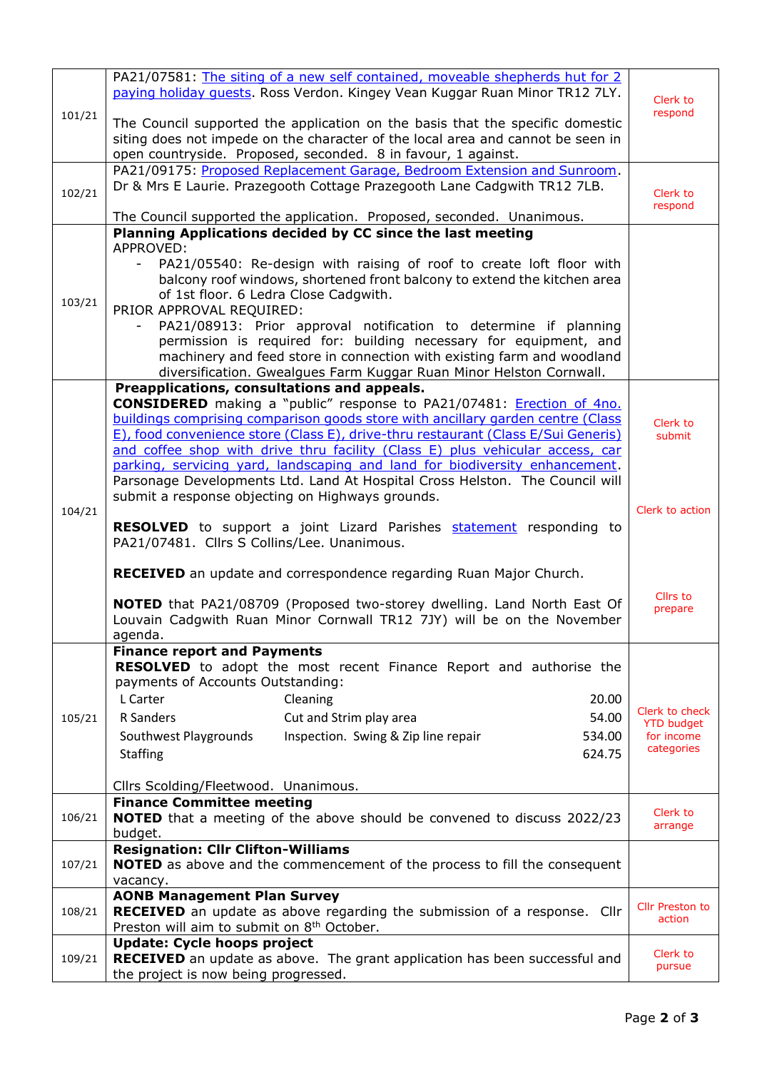| | | |
|---|---|---|
| 101/21 | PA21/07581: The siting of a new self contained, moveable shepherds hut for 2 paying holiday guests. Ross Verdon. Kingey Vean Kuggar Ruan Minor TR12 7LY.<br><br>The Council supported the application on the basis that the specific domestic siting does not impede on the character of the local area and cannot be seen in open countryside. Proposed, seconded. 8 in favour, 1 against. | Clerk to respond |
| 102/21 | PA21/09175: Proposed Replacement Garage, Bedroom Extension and Sunroom. Dr & Mrs E Laurie. Prazegooth Cottage Prazegooth Lane Cadgwith TR12 7LB.<br><br>The Council supported the application. Proposed, seconded. Unanimous. | Clerk to respond |
| 103/21 | **Planning Applications decided by CC since the last meeting**<br>APPROVED:<br>- PA21/05540: Re-design with raising of roof to create loft floor with balcony roof windows, shortened front balcony to extend the kitchen area of 1st floor. 6 Ledra Close Cadgwith.<br><br>PRIOR APPROVAL REQUIRED:<br>- PA21/08913: Prior approval notification to determine if planning permission is required for: building necessary for equipment, and machinery and feed store in connection with existing farm and woodland diversification. Gwealgues Farm Kuggar Ruan Minor Helston Cornwall. | |
| 104/21 | **Preapplications, consultations and appeals.**<br>**CONSIDERED** making a "public" response to PA21/07481: Erection of 4no. buildings comprising comparison goods store with ancillary garden centre (Class E), food convenience store (Class E), drive-thru restaurant (Class E/Sui Generis) and coffee shop with drive thru facility (Class E) plus vehicular access, car parking, servicing yard, landscaping and land for biodiversity enhancement. Parsonage Developments Ltd. Land At Hospital Cross Helston. The Council will submit a response objecting on Highways grounds.<br><br>**RESOLVED** to support a joint Lizard Parishes statement responding to PA21/07481. Cllrs S Collins/Lee. Unanimous.<br><br>**RECEIVED** an update and correspondence regarding Ruan Major Church.<br><br>**NOTED** that PA21/08709 (Proposed two-storey dwelling. Land North East Of Louvain Cadgwith Ruan Minor Cornwall TR12 7JY) will be on the November agenda. | Clerk to submit<br><br>Clerk to action<br><br>Cllrs to prepare |
| 105/21 | **Finance report and Payments**<br>**RESOLVED** to adopt the most recent Finance Report and authorise the payments of Accounts Outstanding:<br>L Carter — Cleaning — 20.00<br>R Sanders — Cut and Strim play area — 54.00<br>Southwest Playgrounds — Inspection. Swing & Zip line repair — 534.00<br>Staffing — 624.75<br><br>Cllrs Scolding/Fleetwood. Unanimous. | Clerk to check YTD budget for income categories |
| 106/21 | **Finance Committee meeting**<br>**NOTED** that a meeting of the above should be convened to discuss 2022/23 budget. | Clerk to arrange |
| 107/21 | **Resignation: Cllr Clifton-Williams**<br>**NOTED** as above and the commencement of the process to fill the consequent vacancy. | |
| 108/21 | **AONB Management Plan Survey**<br>**RECEIVED** an update as above regarding the submission of a response. Cllr Preston will aim to submit on 8th October. | Cllr Preston to action |
| 109/21 | **Update: Cycle hoops project**<br>**RECEIVED** an update as above. The grant application has been successful and the project is now being progressed. | Clerk to pursue |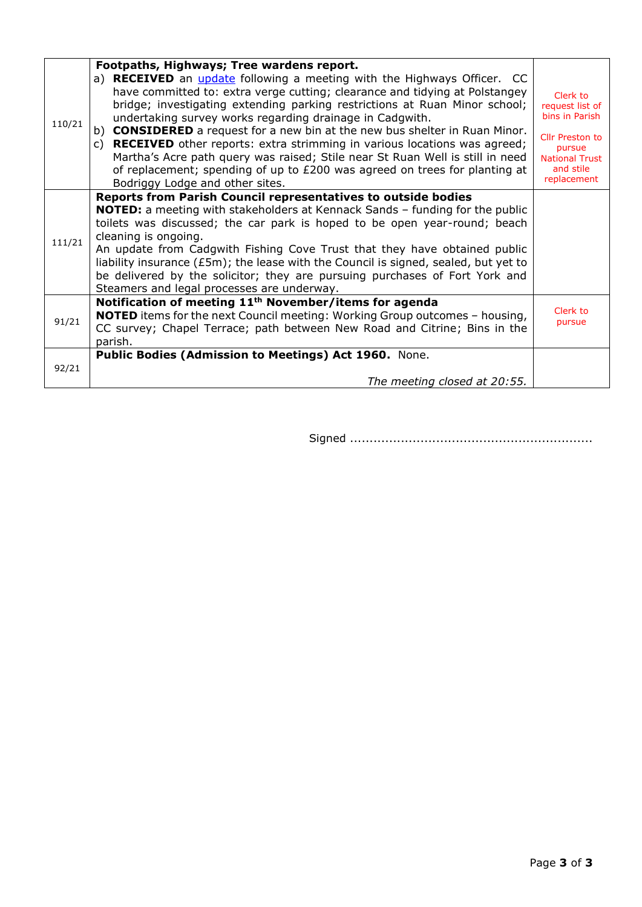| | | |
|---|---|---|
| 110/21 | **Footpaths, Highways; Tree wardens report.**<br>a) **RECEIVED** an update following a meeting with the Highways Officer. CC have committed to: extra verge cutting; clearance and tidying at Polstangey bridge; investigating extending parking restrictions at Ruan Minor school; undertaking survey works regarding drainage in Cadgwith.<br>b) **CONSIDERED** a request for a new bin at the new bus shelter in Ruan Minor.<br>c) **RECEIVED** other reports: extra strimming in various locations was agreed; Martha's Acre path query was raised; Stile near St Ruan Well is still in need of replacement; spending of up to £200 was agreed on trees for planting at Bodriggy Lodge and other sites. | Clerk to request list of bins in Parish<br><br>Cllr Preston to pursue National Trust and stile replacement |
| 111/21 | **Reports from Parish Council representatives to outside bodies**<br>**NOTED:** a meeting with stakeholders at Kennack Sands – funding for the public toilets was discussed; the car park is hoped to be open year-round; beach cleaning is ongoing.<br>An update from Cadgwith Fishing Cove Trust that they have obtained public liability insurance (£5m); the lease with the Council is signed, sealed, but yet to be delivered by the solicitor; they are pursuing purchases of Fort York and Steamers and legal processes are underway. | |
| 91/21 | **Notification of meeting 11th November/items for agenda**<br>**NOTED** items for the next Council meeting: Working Group outcomes – housing, CC survey; Chapel Terrace; path between New Road and Citrine; Bins in the parish. | Clerk to pursue |
| 92/21 | **Public Bodies (Admission to Meetings) Act 1960.** None.<br><br>*The meeting closed at 20:55.* | |

Signed ..............................................................